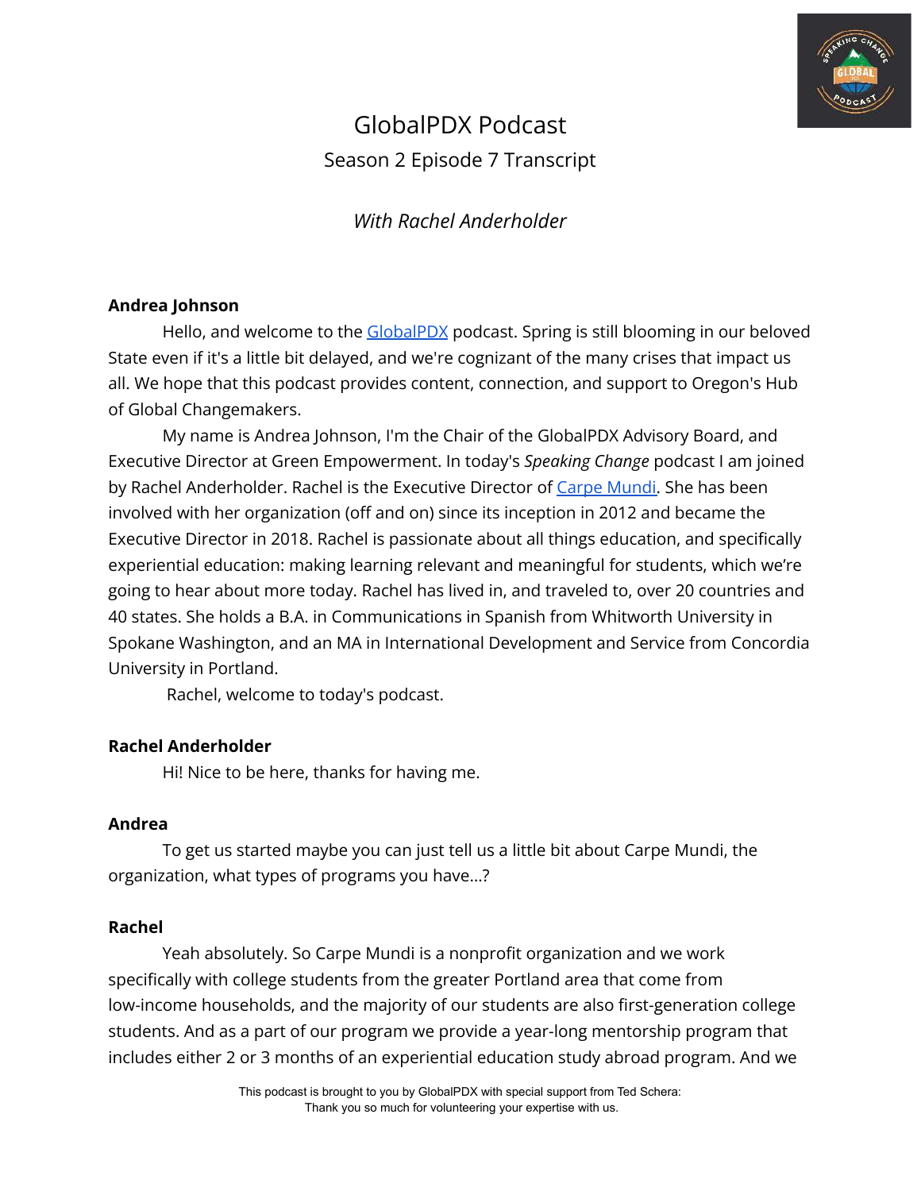# GlobalPDX Podcast

## Season 2 Episode 7 Transcript

*With Rachel Anderholder*

**Andrea Johnson**

Hello, and welcome to the GlobalPDX podcast. Spring is still blooming in our beloved State even if it's a little bit delayed, and we're cognizant of the many crises that impact us all. We hope that this podcast provides content, connection, and support to Oregon's Hub of Global Changemakers.

My name is Andrea Johnson, I'm the Chair of the GlobalPDX Advisory Board, and Executive Director at Green Empowerment. In today's *Speaking Change* podcast I am joined by Rachel Anderholder. Rachel is the Executive Director of Carpe Mundi. She has been involved with her organization (off and on) since its inception in 2012 and became the Executive Director in 2018. Rachel is passionate about all things education, and specifically experiential education: making learning relevant and meaningful for students, which we're going to hear about more today. Rachel has lived in, and traveled to, over 20 countries and 40 states. She holds a B.A. in Communications in Spanish from Whitworth University in Spokane Washington, and an MA in International Development and Service from Concordia University in Portland.

Rachel, welcome to today's podcast.

**Rachel Anderholder**

Hi! Nice to be here, thanks for having me.

**Andrea**

To get us started maybe you can just tell us a little bit about Carpe Mundi, the organization, what types of programs you have...?

**Rachel**

Yeah absolutely. So Carpe Mundi is a nonprofit organization and we work specifically with college students from the greater Portland area that come from low-income households, and the majority of our students are also first-generation college students. And as a part of our program we provide a year-long mentorship program that includes either 2 or 3 months of an experiential education study abroad program. And we

This podcast is brought to you by GlobalPDX with special support from Ted Schera: Thank you so much for volunteering your expertise with us.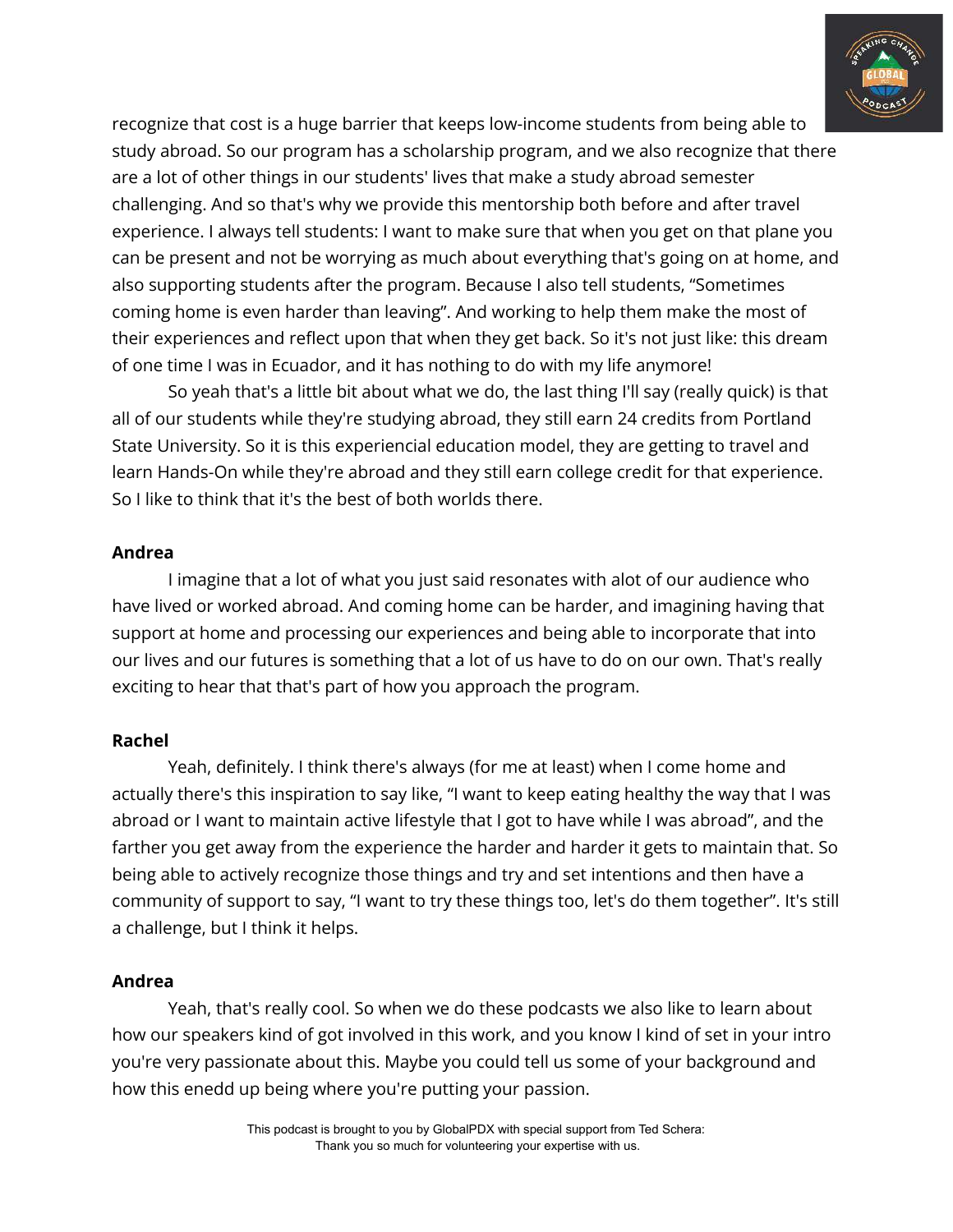recognize that cost is a huge barrier that keeps low-income students from being able to study abroad. So our program has a scholarship program, and we also recognize that there are a lot of other things in our students' lives that make a study abroad semester challenging. And so that's why we provide this mentorship both before and after travel experience. I always tell students: I want to make sure that when you get on that plane you can be present and not be worrying as much about everything that's going on at home, and also supporting students after the program. Because I also tell students, "Sometimes coming home is even harder than leaving". And working to help them make the most of their experiences and reflect upon that when they get back. So it's not just like: this dream of one time I was in Ecuador, and it has nothing to do with my life anymore!

So yeah that's a little bit about what we do, the last thing I'll say (really quick) is that all of our students while they're studying abroad, they still earn 24 credits from Portland State University. So it is this experiencial education model, they are getting to travel and learn Hands-On while they're abroad and they still earn college credit for that experience. So I like to think that it's the best of both worlds there.

**Andrea**

I imagine that a lot of what you just said resonates with alot of our audience who have lived or worked abroad. And coming home can be harder, and imagining having that support at home and processing our experiences and being able to incorporate that into our lives and our futures is something that a lot of us have to do on our own. That's really exciting to hear that that's part of how you approach the program.

**Rachel**

Yeah, definitely. I think there's always (for me at least) when I come home and actually there's this inspiration to say like, "I want to keep eating healthy the way that I was abroad or I want to maintain active lifestyle that I got to have while I was abroad", and the farther you get away from the experience the harder and harder it gets to maintain that. So being able to actively recognize those things and try and set intentions and then have a community of support to say, "I want to try these things too, let's do them together". It's still a challenge, but I think it helps.

**Andrea**

Yeah, that's really cool. So when we do these podcasts we also like to learn about how our speakers kind of got involved in this work, and you know I kind of set in your intro you're very passionate about this. Maybe you could tell us some of your background and how this enedd up being where you're putting your passion.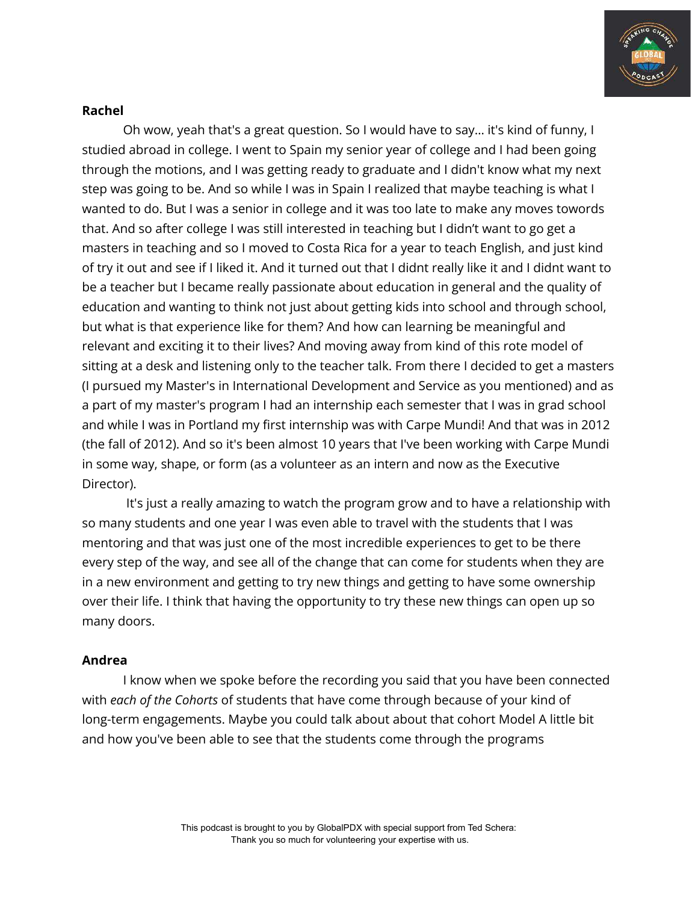**Rachel**

Oh wow, yeah that's a great question. So I would have to say... it's kind of funny, I studied abroad in college. I went to Spain my senior year of college and I had been going through the motions, and I was getting ready to graduate and I didn't know what my next step was going to be. And so while I was in Spain I realized that maybe teaching is what I wanted to do. But I was a senior in college and it was too late to make any moves towords that. And so after college I was still interested in teaching but I didn't want to go get a masters in teaching and so I moved to Costa Rica for a year to teach English, and just kind of try it out and see if I liked it. And it turned out that I didnt really like it and I didnt want to be a teacher but I became really passionate about education in general and the quality of education and wanting to think not just about getting kids into school and through school, but what is that experience like for them? And how can learning be meaningful and relevant and exciting it to their lives? And moving away from kind of this rote model of sitting at a desk and listening only to the teacher talk. From there I decided to get a masters (I pursued my Master's in International Development and Service as you mentioned) and as a part of my master's program I had an internship each semester that I was in grad school and while I was in Portland my first internship was with Carpe Mundi! And that was in 2012 (the fall of 2012). And so it's been almost 10 years that I've been working with Carpe Mundi in some way, shape, or form (as a volunteer as an intern and now as the Executive Director).

It's just a really amazing to watch the program grow and to have a relationship with so many students and one year I was even able to travel with the students that I was mentoring and that was just one of the most incredible experiences to get to be there every step of the way, and see all of the change that can come for students when they are in a new environment and getting to try new things and getting to have some ownership over their life. I think that having the opportunity to try these new things can open up so many doors.

**Andrea**

I know when we spoke before the recording you said that you have been connected with *each of the Cohorts* of students that have come through because of your kind of long-term engagements. Maybe you could talk about about that cohort Model A little bit and how you've been able to see that the students come through the programs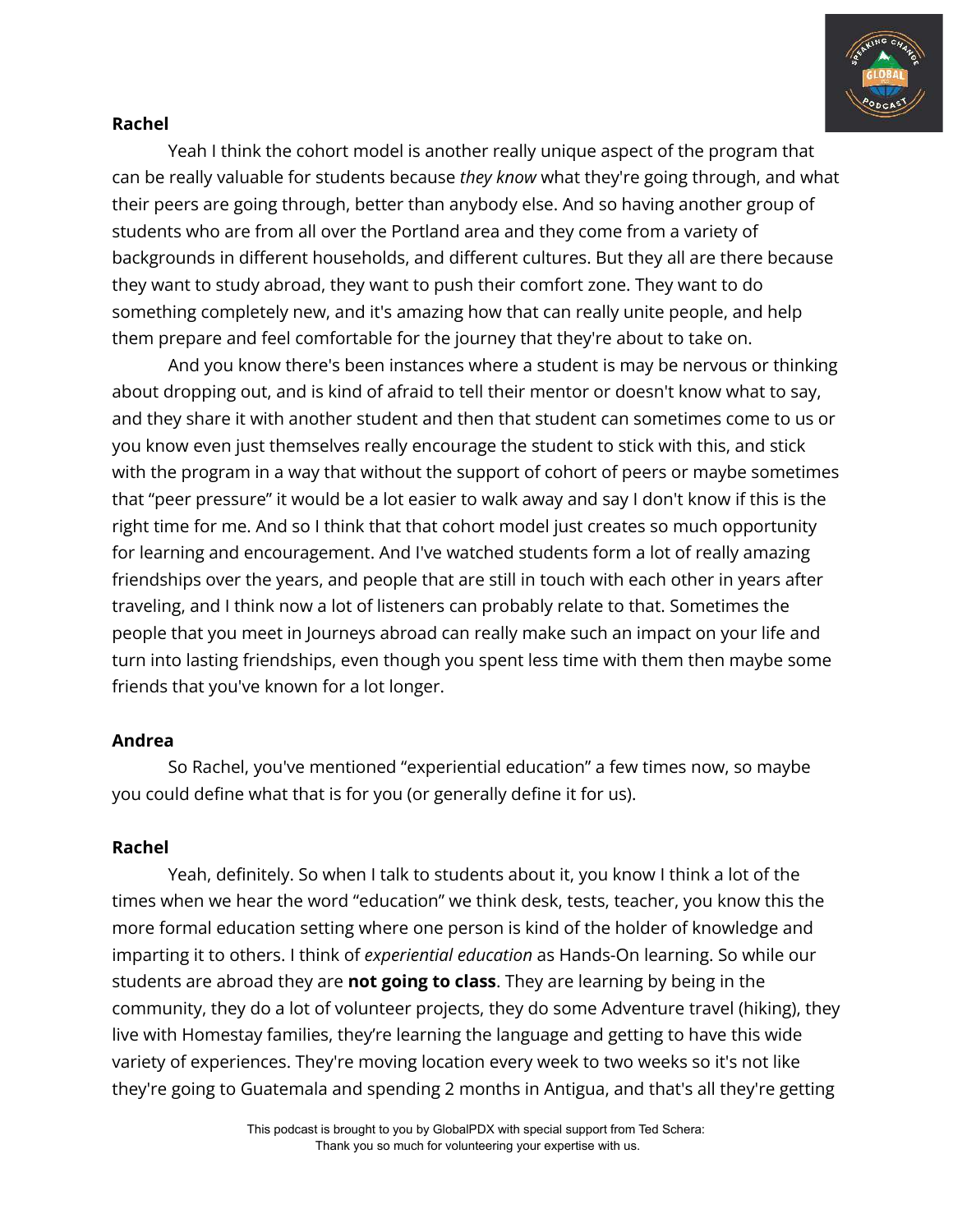**Rachel**

Yeah I think the cohort model is another really unique aspect of the program that can be really valuable for students because *they know* what they're going through, and what their peers are going through, better than anybody else. And so having another group of students who are from all over the Portland area and they come from a variety of backgrounds in different households, and different cultures. But they all are there because they want to study abroad, they want to push their comfort zone. They want to do something completely new, and it's amazing how that can really unite people, and help them prepare and feel comfortable for the journey that they're about to take on.

And you know there's been instances where a student is may be nervous or thinking about dropping out, and is kind of afraid to tell their mentor or doesn't know what to say, and they share it with another student and then that student can sometimes come to us or you know even just themselves really encourage the student to stick with this, and stick with the program in a way that without the support of cohort of peers or maybe sometimes that "peer pressure" it would be a lot easier to walk away and say I don't know if this is the right time for me. And so I think that that cohort model just creates so much opportunity for learning and encouragement. And I've watched students form a lot of really amazing friendships over the years, and people that are still in touch with each other in years after traveling, and I think now a lot of listeners can probably relate to that. Sometimes the people that you meet in Journeys abroad can really make such an impact on your life and turn into lasting friendships, even though you spent less time with them then maybe some friends that you've known for a lot longer.

**Andrea**

So Rachel, you've mentioned "experiential education" a few times now, so maybe you could define what that is for you (or generally define it for us).

**Rachel**

Yeah, definitely. So when I talk to students about it, you know I think a lot of the times when we hear the word "education" we think desk, tests, teacher, you know this the more formal education setting where one person is kind of the holder of knowledge and imparting it to others. I think of *experiential education* as Hands-On learning. So while our students are abroad they are **not going to class**. They are learning by being in the community, they do a lot of volunteer projects, they do some Adventure travel (hiking), they live with Homestay families, they're learning the language and getting to have this wide variety of experiences. They're moving location every week to two weeks so it's not like they're going to Guatemala and spending 2 months in Antigua, and that's all they're getting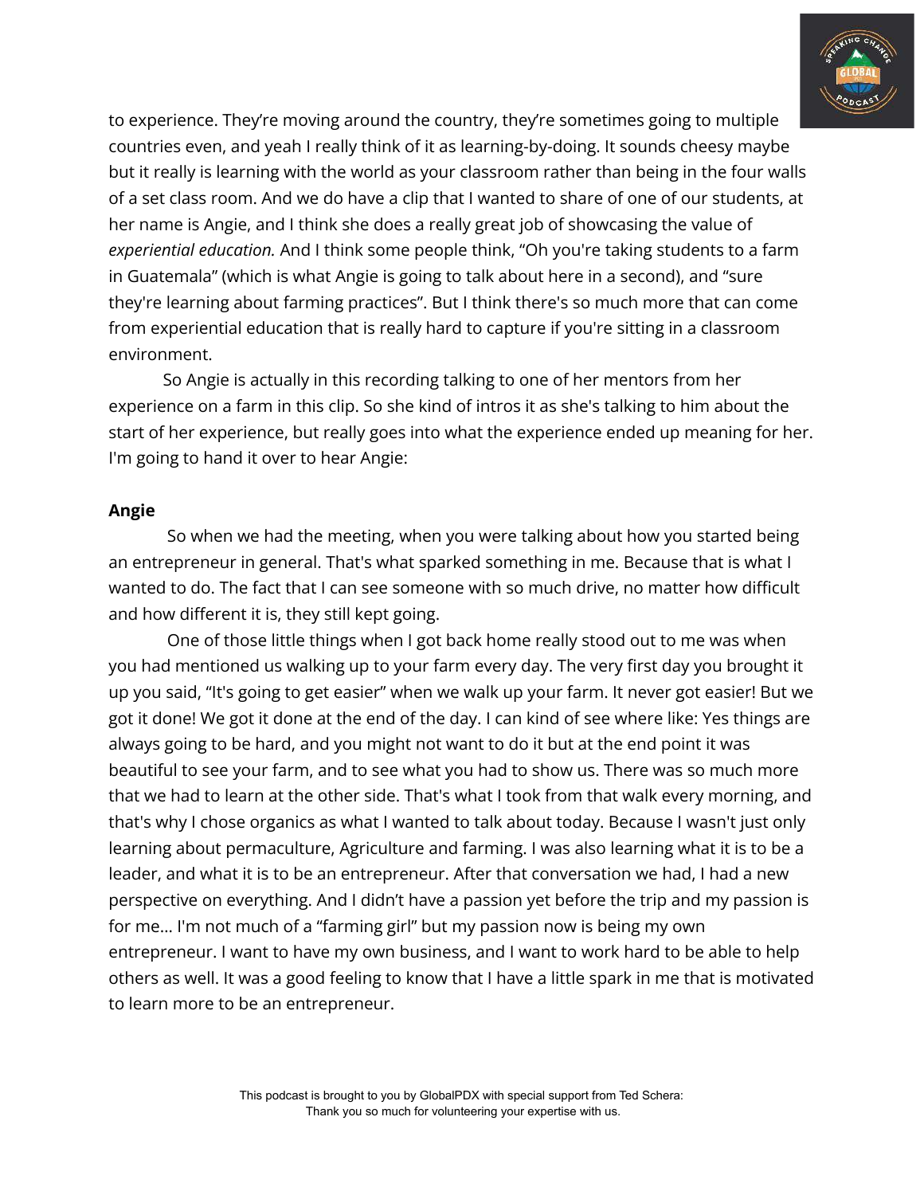to experience. They're moving around the country, they're sometimes going to multiple countries even, and yeah I really think of it as learning-by-doing. It sounds cheesy maybe but it really is learning with the world as your classroom rather than being in the four walls of a set class room. And we do have a clip that I wanted to share of one of our students, at her name is Angie, and I think she does a really great job of showcasing the value of *experiential education.* And I think some people think, "Oh you're taking students to a farm in Guatemala" (which is what Angie is going to talk about here in a second), and "sure they're learning about farming practices". But I think there's so much more that can come from experiential education that is really hard to capture if you're sitting in a classroom environment.

So Angie is actually in this recording talking to one of her mentors from her experience on a farm in this clip. So she kind of intros it as she's talking to him about the start of her experience, but really goes into what the experience ended up meaning for her. I'm going to hand it over to hear Angie:

**Angie**

So when we had the meeting, when you were talking about how you started being an entrepreneur in general. That's what sparked something in me. Because that is what I wanted to do. The fact that I can see someone with so much drive, no matter how difficult and how different it is, they still kept going.

One of those little things when I got back home really stood out to me was when you had mentioned us walking up to your farm every day. The very first day you brought it up you said, "It's going to get easier" when we walk up your farm. It never got easier! But we got it done! We got it done at the end of the day. I can kind of see where like: Yes things are always going to be hard, and you might not want to do it but at the end point it was beautiful to see your farm, and to see what you had to show us. There was so much more that we had to learn at the other side. That's what I took from that walk every morning, and that's why I chose organics as what I wanted to talk about today. Because I wasn't just only learning about permaculture, Agriculture and farming. I was also learning what it is to be a leader, and what it is to be an entrepreneur. After that conversation we had, I had a new perspective on everything. And I didn't have a passion yet before the trip and my passion is for me... I'm not much of a "farming girl" but my passion now is being my own entrepreneur. I want to have my own business, and I want to work hard to be able to help others as well. It was a good feeling to know that I have a little spark in me that is motivated to learn more to be an entrepreneur.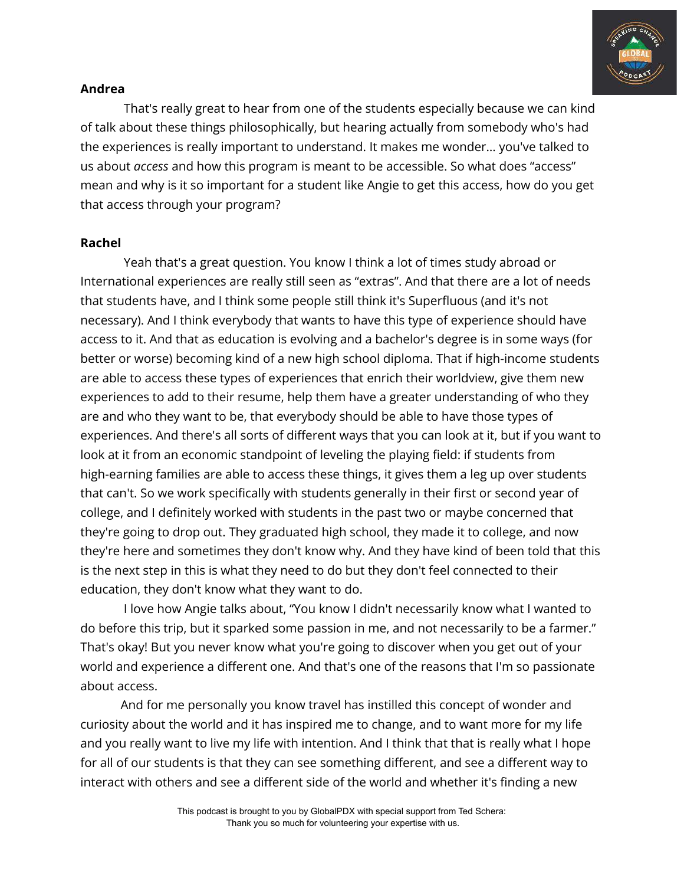**Andrea**

That's really great to hear from one of the students especially because we can kind of talk about these things philosophically, but hearing actually from somebody who's had the experiences is really important to understand. It makes me wonder… you've talked to us about *access* and how this program is meant to be accessible. So what does "access" mean and why is it so important for a student like Angie to get this access, how do you get that access through your program?

**Rachel**

Yeah that's a great question. You know I think a lot of times study abroad or International experiences are really still seen as "extras". And that there are a lot of needs that students have, and I think some people still think it's Superfluous (and it's not necessary). And I think everybody that wants to have this type of experience should have access to it. And that as education is evolving and a bachelor's degree is in some ways (for better or worse) becoming kind of a new high school diploma. That if high-income students are able to access these types of experiences that enrich their worldview, give them new experiences to add to their resume, help them have a greater understanding of who they are and who they want to be, that everybody should be able to have those types of experiences. And there's all sorts of different ways that you can look at it, but if you want to look at it from an economic standpoint of leveling the playing field: if students from high-earning families are able to access these things, it gives them a leg up over students that can't. So we work specifically with students generally in their first or second year of college, and I definitely worked with students in the past two or maybe concerned that they're going to drop out. They graduated high school, they made it to college, and now they're here and sometimes they don't know why. And they have kind of been told that this is the next step in this is what they need to do but they don't feel connected to their education, they don't know what they want to do.

I love how Angie talks about, "You know I didn't necessarily know what I wanted to do before this trip, but it sparked some passion in me, and not necessarily to be a farmer." That's okay! But you never know what you're going to discover when you get out of your world and experience a different one. And that's one of the reasons that I'm so passionate about access.

And for me personally you know travel has instilled this concept of wonder and curiosity about the world and it has inspired me to change, and to want more for my life and you really want to live my life with intention. And I think that that is really what I hope for all of our students is that they can see something different, and see a different way to interact with others and see a different side of the world and whether it's finding a new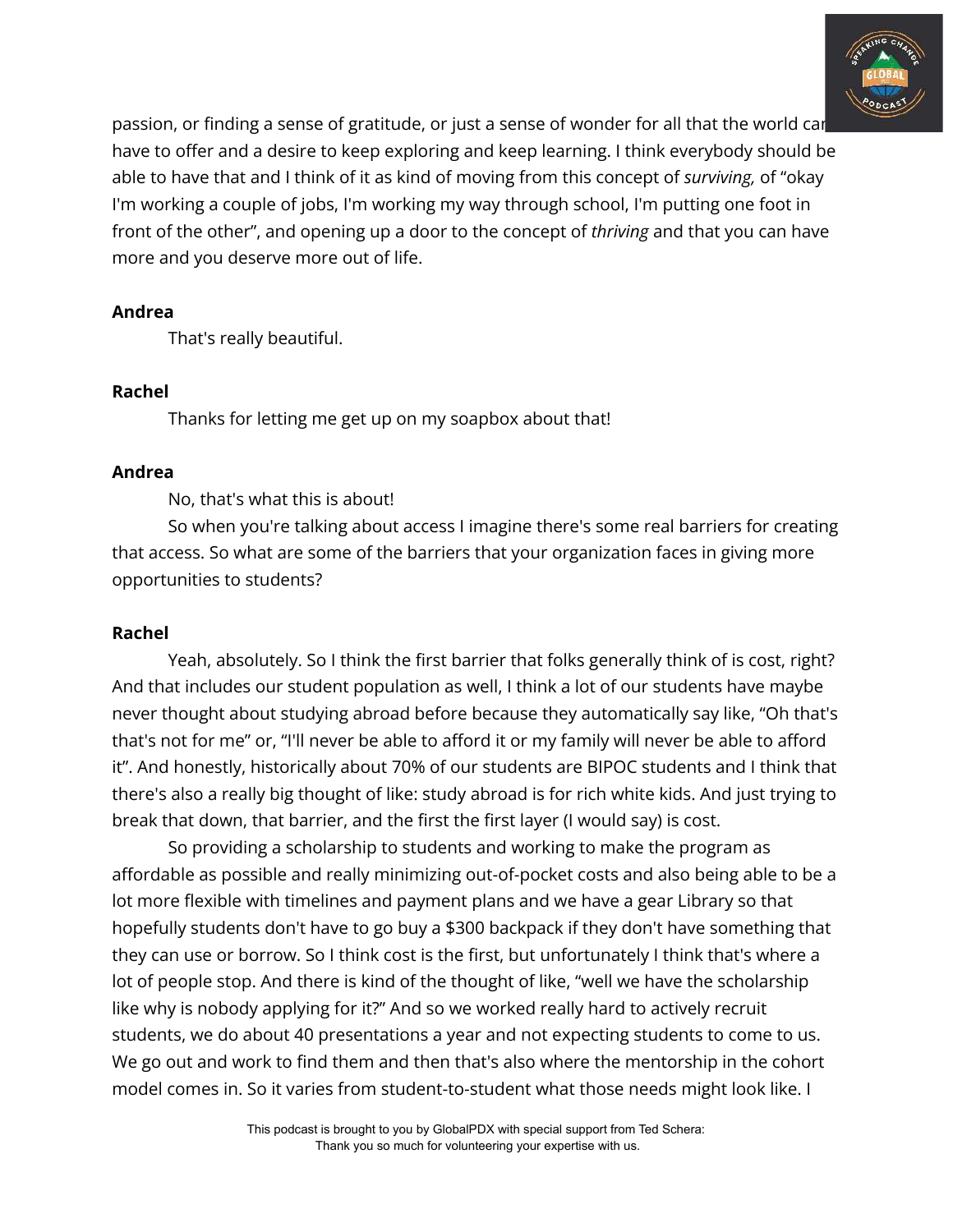passion, or finding a sense of gratitude, or just a sense of wonder for all that the world can have to offer and a desire to keep exploring and keep learning. I think everybody should be able to have that and I think of it as kind of moving from this concept of *surviving,* of "okay I'm working a couple of jobs, I'm working my way through school, I'm putting one foot in front of the other", and opening up a door to the concept of *thriving* and that you can have more and you deserve more out of life.

**Andrea**

That's really beautiful.

**Rachel**

Thanks for letting me get up on my soapbox about that!

**Andrea**

No, that's what this is about!

So when you're talking about access I imagine there's some real barriers for creating that access. So what are some of the barriers that your organization faces in giving more opportunities to students?

**Rachel**

Yeah, absolutely. So I think the first barrier that folks generally think of is cost, right? And that includes our student population as well, I think a lot of our students have maybe never thought about studying abroad before because they automatically say like, "Oh that's that's not for me" or, "I'll never be able to afford it or my family will never be able to afford it". And honestly, historically about 70% of our students are BIPOC students and I think that there's also a really big thought of like: study abroad is for rich white kids. And just trying to break that down, that barrier, and the first the first layer (I would say) is cost.

So providing a scholarship to students and working to make the program as affordable as possible and really minimizing out-of-pocket costs and also being able to be a lot more flexible with timelines and payment plans and we have a gear Library so that hopefully students don't have to go buy a $300 backpack if they don't have something that they can use or borrow. So I think cost is the first, but unfortunately I think that's where a lot of people stop. And there is kind of the thought of like, "well we have the scholarship like why is nobody applying for it?" And so we worked really hard to actively recruit students, we do about 40 presentations a year and not expecting students to come to us. We go out and work to find them and then that's also where the mentorship in the cohort model comes in. So it varies from student-to-student what those needs might look like. I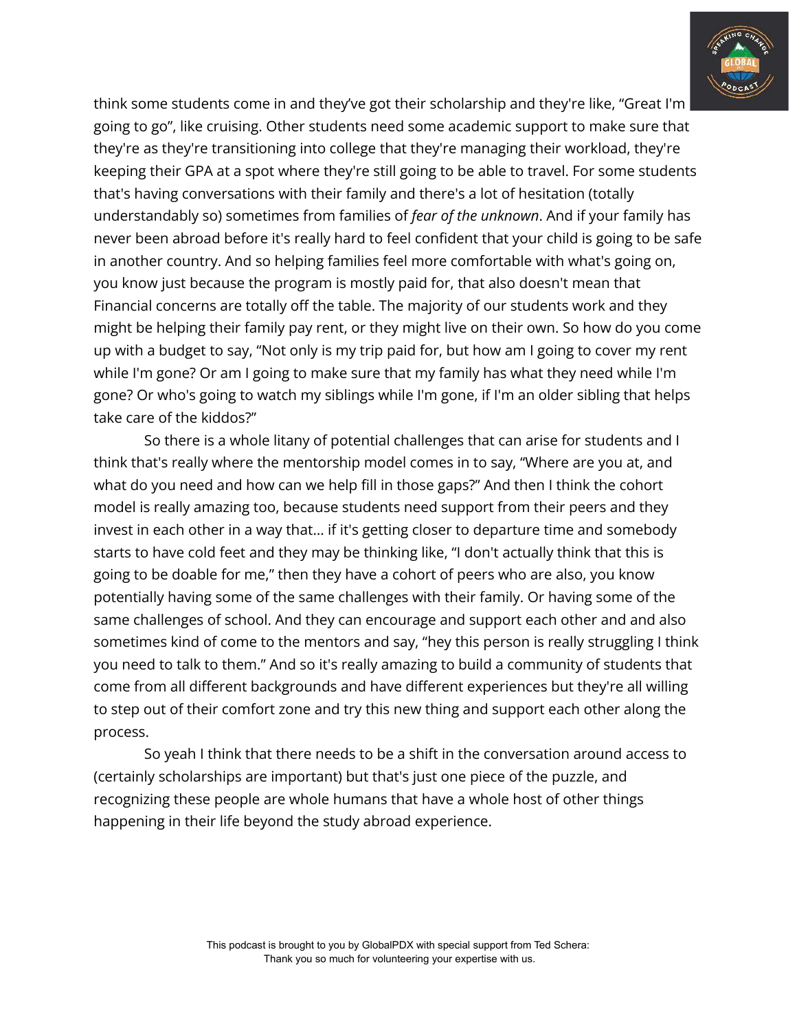think some students come in and they've got their scholarship and they're like, "Great I'm going to go", like cruising. Other students need some academic support to make sure that they're as they're transitioning into college that they're managing their workload, they're keeping their GPA at a spot where they're still going to be able to travel. For some students that's having conversations with their family and there's a lot of hesitation (totally understandably so) sometimes from families of *fear of the unknown*. And if your family has never been abroad before it's really hard to feel confident that your child is going to be safe in another country. And so helping families feel more comfortable with what's going on, you know just because the program is mostly paid for, that also doesn't mean that Financial concerns are totally off the table. The majority of our students work and they might be helping their family pay rent, or they might live on their own. So how do you come up with a budget to say, "Not only is my trip paid for, but how am I going to cover my rent while I'm gone? Or am I going to make sure that my family has what they need while I'm gone? Or who's going to watch my siblings while I'm gone, if I'm an older sibling that helps take care of the kiddos?"

So there is a whole litany of potential challenges that can arise for students and I think that's really where the mentorship model comes in to say, "Where are you at, and what do you need and how can we help fill in those gaps?" And then I think the cohort model is really amazing too, because students need support from their peers and they invest in each other in a way that... if it's getting closer to departure time and somebody starts to have cold feet and they may be thinking like, "I don't actually think that this is going to be doable for me," then they have a cohort of peers who are also, you know potentially having some of the same challenges with their family. Or having some of the same challenges of school. And they can encourage and support each other and and also sometimes kind of come to the mentors and say, "hey this person is really struggling I think you need to talk to them." And so it's really amazing to build a community of students that come from all different backgrounds and have different experiences but they're all willing to step out of their comfort zone and try this new thing and support each other along the process.

So yeah I think that there needs to be a shift in the conversation around access to (certainly scholarships are important) but that's just one piece of the puzzle, and recognizing these people are whole humans that have a whole host of other things happening in their life beyond the study abroad experience.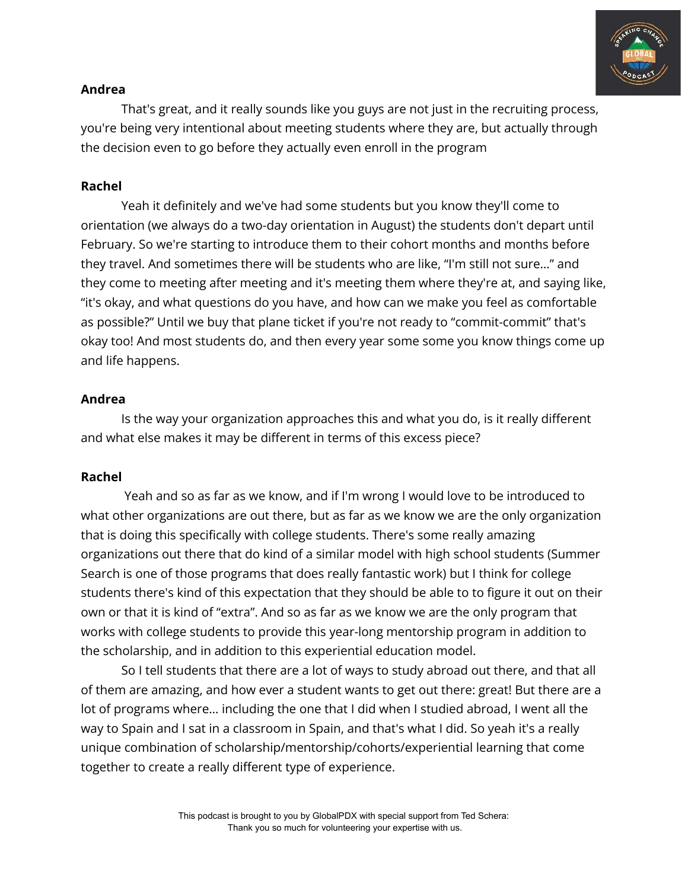**Andrea**

That's great, and it really sounds like you guys are not just in the recruiting process, you're being very intentional about meeting students where they are, but actually through the decision even to go before they actually even enroll in the program

**Rachel**

Yeah it definitely and we've had some students but you know they'll come to orientation (we always do a two-day orientation in August) the students don't depart until February. So we're starting to introduce them to their cohort months and months before they travel. And sometimes there will be students who are like, "I'm still not sure…" and they come to meeting after meeting and it's meeting them where they're at, and saying like, "it's okay, and what questions do you have, and how can we make you feel as comfortable as possible?" Until we buy that plane ticket if you're not ready to "commit-commit" that's okay too! And most students do, and then every year some some you know things come up and life happens.

**Andrea**

Is the way your organization approaches this and what you do, is it really different and what else makes it may be different in terms of this excess piece?

**Rachel**

Yeah and so as far as we know, and if I'm wrong I would love to be introduced to what other organizations are out there, but as far as we know we are the only organization that is doing this specifically with college students. There's some really amazing organizations out there that do kind of a similar model with high school students (Summer Search is one of those programs that does really fantastic work) but I think for college students there's kind of this expectation that they should be able to to figure it out on their own or that it is kind of "extra". And so as far as we know we are the only program that works with college students to provide this year-long mentorship program in addition to the scholarship, and in addition to this experiential education model.

So I tell students that there are a lot of ways to study abroad out there, and that all of them are amazing, and how ever a student wants to get out there: great! But there are a lot of programs where… including the one that I did when I studied abroad, I went all the way to Spain and I sat in a classroom in Spain, and that's what I did. So yeah it's a really unique combination of scholarship/mentorship/cohorts/experiential learning that come together to create a really different type of experience.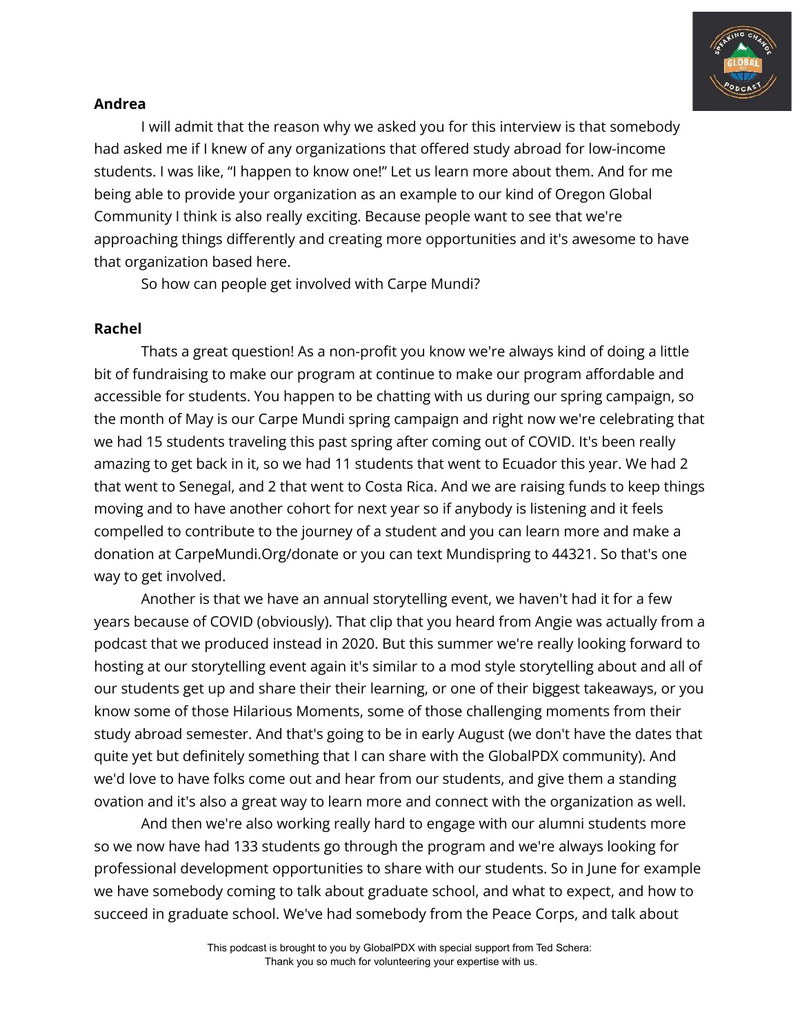**Andrea**

I will admit that the reason why we asked you for this interview is that somebody had asked me if I knew of any organizations that offered study abroad for low-income students. I was like, "I happen to know one!" Let us learn more about them. And for me being able to provide your organization as an example to our kind of Oregon Global Community I think is also really exciting. Because people want to see that we're approaching things differently and creating more opportunities and it's awesome to have that organization based here.

So how can people get involved with Carpe Mundi?

**Rachel**

Thats a great question! As a non-profit you know we're always kind of doing a little bit of fundraising to make our program at continue to make our program affordable and accessible for students. You happen to be chatting with us during our spring campaign, so the month of May is our Carpe Mundi spring campaign and right now we're celebrating that we had 15 students traveling this past spring after coming out of COVID. It's been really amazing to get back in it, so we had 11 students that went to Ecuador this year. We had 2 that went to Senegal, and 2 that went to Costa Rica. And we are raising funds to keep things moving and to have another cohort for next year so if anybody is listening and it feels compelled to contribute to the journey of a student and you can learn more and make a donation at CarpeMundi.Org/donate or you can text Mundispring to 44321. So that's one way to get involved.

Another is that we have an annual storytelling event, we haven't had it for a few years because of COVID (obviously). That clip that you heard from Angie was actually from a podcast that we produced instead in 2020. But this summer we're really looking forward to hosting at our storytelling event again it's similar to a mod style storytelling about and all of our students get up and share their their learning, or one of their biggest takeaways, or you know some of those Hilarious Moments, some of those challenging moments from their study abroad semester. And that's going to be in early August (we don't have the dates that quite yet but definitely something that I can share with the GlobalPDX community). And we'd love to have folks come out and hear from our students, and give them a standing ovation and it's also a great way to learn more and connect with the organization as well.

And then we're also working really hard to engage with our alumni students more so we now have had 133 students go through the program and we're always looking for professional development opportunities to share with our students. So in June for example we have somebody coming to talk about graduate school, and what to expect, and how to succeed in graduate school. We've had somebody from the Peace Corps, and talk about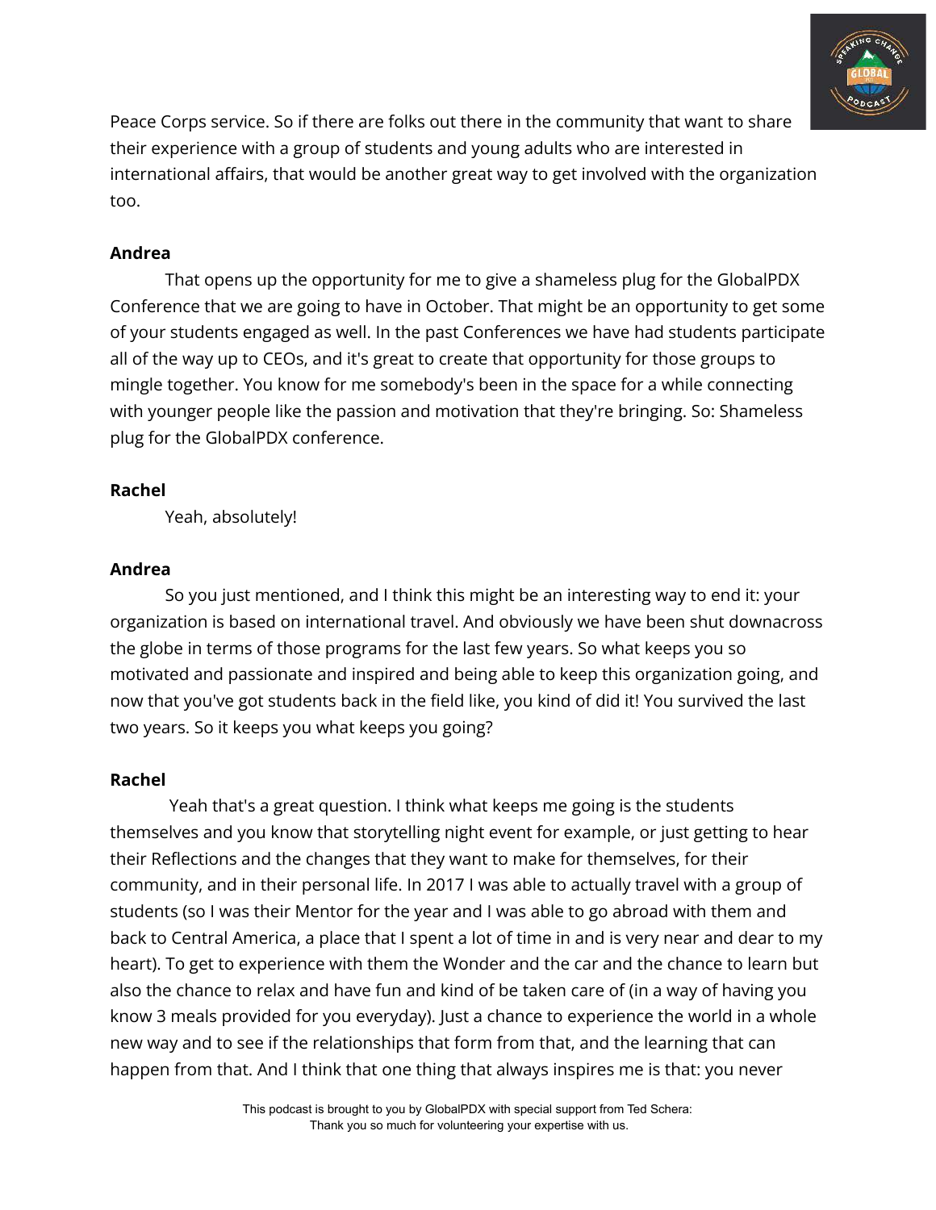Peace Corps service. So if there are folks out there in the community that want to share their experience with a group of students and young adults who are interested in international affairs, that would be another great way to get involved with the organization too.

**Andrea**

That opens up the opportunity for me to give a shameless plug for the GlobalPDX Conference that we are going to have in October. That might be an opportunity to get some of your students engaged as well. In the past Conferences we have had students participate all of the way up to CEOs, and it's great to create that opportunity for those groups to mingle together. You know for me somebody's been in the space for a while connecting with younger people like the passion and motivation that they're bringing. So: Shameless plug for the GlobalPDX conference.

**Rachel**

Yeah, absolutely!

**Andrea**

So you just mentioned, and I think this might be an interesting way to end it: your organization is based on international travel. And obviously we have been shut downacross the globe in terms of those programs for the last few years. So what keeps you so motivated and passionate and inspired and being able to keep this organization going, and now that you've got students back in the field like, you kind of did it! You survived the last two years. So it keeps you what keeps you going?

**Rachel**

Yeah that's a great question. I think what keeps me going is the students themselves and you know that storytelling night event for example, or just getting to hear their Reflections and the changes that they want to make for themselves, for their community, and in their personal life. In 2017 I was able to actually travel with a group of students (so I was their Mentor for the year and I was able to go abroad with them and back to Central America, a place that I spent a lot of time in and is very near and dear to my heart). To get to experience with them the Wonder and the car and the chance to learn but also the chance to relax and have fun and kind of be taken care of (in a way of having you know 3 meals provided for you everyday). Just a chance to experience the world in a whole new way and to see if the relationships that form from that, and the learning that can happen from that. And I think that one thing that always inspires me is that: you never

This podcast is brought to you by GlobalPDX with special support from Ted Schera: Thank you so much for volunteering your expertise with us.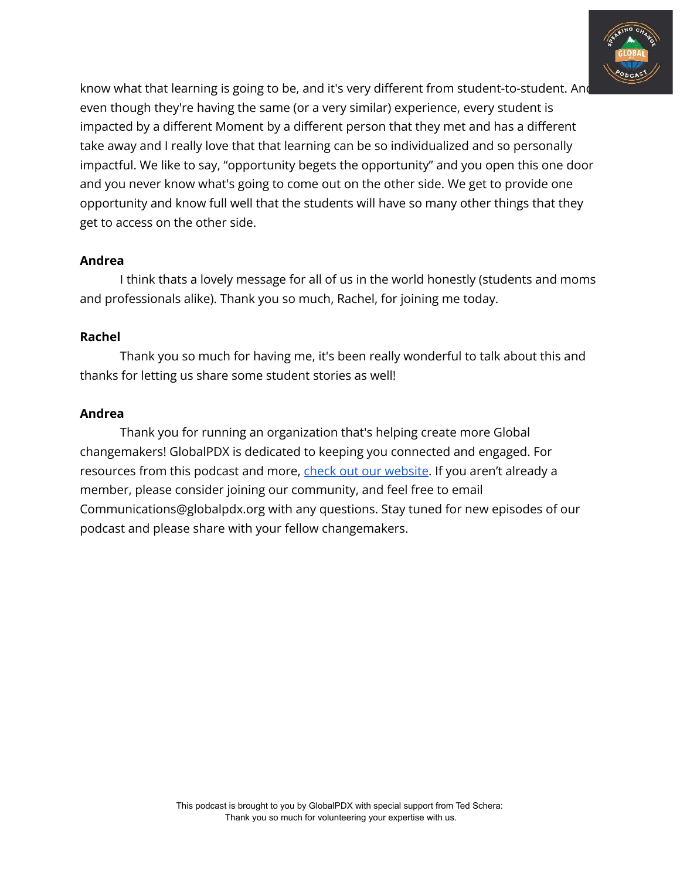know what that learning is going to be, and it's very different from student-to-student. And even though they're having the same (or a very similar) experience, every student is impacted by a different Moment by a different person that they met and has a different take away and I really love that that learning can be so individualized and so personally impactful. We like to say, "opportunity begets the opportunity" and you open this one door and you never know what's going to come out on the other side. We get to provide one opportunity and know full well that the students will have so many other things that they get to access on the other side.

**Andrea**

I think thats a lovely message for all of us in the world honestly (students and moms and professionals alike). Thank you so much, Rachel, for joining me today.

**Rachel**

Thank you so much for having me, it's been really wonderful to talk about this and thanks for letting us share some student stories as well!

**Andrea**

Thank you for running an organization that's helping create more Global changemakers! GlobalPDX is dedicated to keeping you connected and engaged. For resources from this podcast and more, check out our website. If you aren't already a member, please consider joining our community, and feel free to email Communications@globalpdx.org with any questions. Stay tuned for new episodes of our podcast and please share with your fellow changemakers.

This podcast is brought to you by GlobalPDX with special support from Ted Schera: Thank you so much for volunteering your expertise with us.